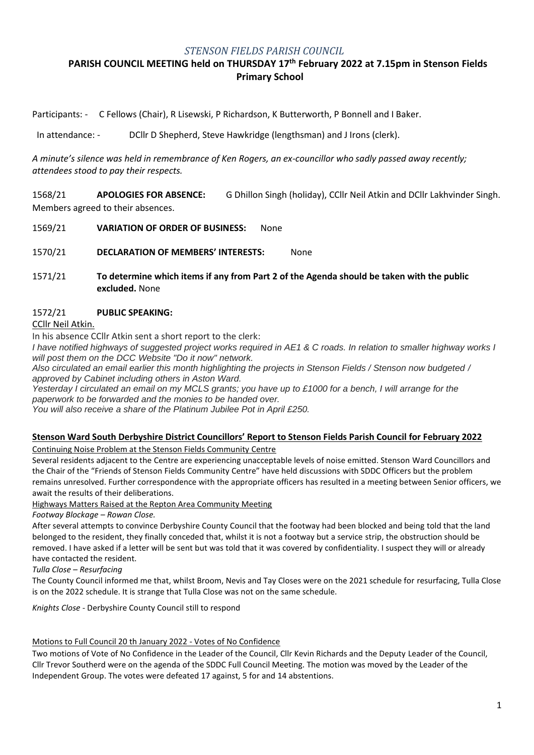*STENSON FIELDS PARISH COUNCIL*

# PARISH COUNCIL MEETING held on THURSDAY 17th February 2022 at 7.15pm in Stenson Fields Primary School

Participants: - C Fellows (Chair), R Lisewski, P Richardson, K Butterworth, P Bonnell and I Baker.

In attendance: - DCllr D Shepherd, Steve Hawkridge (lengthsman) and J Irons (clerk).

*A minute's silence was held in remembrance of Ken Rogers, an ex-councillor who sadly passed away recently; attendees stood to pay their respects.*

1568/21 **APOLOGIES FOR ABSENCE:** G Dhillon Singh (holiday), CCllr Neil Atkin and DCllr Lakhvinder Singh. Members agreed to their absences.

1569/21 **VARIATION OF ORDER OF BUSINESS:** None

1570/21 **DECLARATION OF MEMBERS' INTERESTS:** None

1571/21 **To determine which items if any from Part 2 of the Agenda should be taken with the public excluded.** None

1572/21 **PUBLIC SPEAKING:**

CCllr Neil Atkin.

In his absence CCllr Atkin sent a short report to the clerk:

*I have notified highways of suggested project works required in AE1 & C roads. In relation to smaller highway works I will post them on the DCC Website "Do it now" network.*

*Also circulated an email earlier this month highlighting the projects in Stenson Fields / Stenson now budgeted / approved by Cabinet including others in Aston Ward.*

*Yesterday I circulated an email on my MCLS grants; you have up to £1000 for a bench, I will arrange for the paperwork to be forwarded and the monies to be handed over.*

*You will also receive a share of the Platinum Jubilee Pot in April £250.*

**Stenson Ward South Derbyshire District Councillors' Report to Stenson Fields Parish Council for February 2022**

Continuing Noise Problem at the Stenson Fields Community Centre

Several residents adjacent to the Centre are experiencing unacceptable levels of noise emitted. Stenson Ward Councillors and the Chair of the "Friends of Stenson Fields Community Centre" have held discussions with SDDC Officers but the problem remains unresolved. Further correspondence with the appropriate officers has resulted in a meeting between Senior officers, we await the results of their deliberations.

Highways Matters Raised at the Repton Area Community Meeting

*Footway Blockage – Rowan Close.*

After several attempts to convince Derbyshire County Council that the footway had been blocked and being told that the land belonged to the resident, they finally conceded that, whilst it is not a footway but a service strip, the obstruction should be removed. I have asked if a letter will be sent but was told that it was covered by confidentiality. I suspect they will or already have contacted the resident.

*Tulla Close – Resurfacing*

The County Council informed me that, whilst Broom, Nevis and Tay Closes were on the 2021 schedule for resurfacing, Tulla Close is on the 2022 schedule. It is strange that Tulla Close was not on the same schedule.

*Knights Close* - Derbyshire County Council still to respond

Motions to Full Council 20 th January 2022 - Votes of No Confidence

Two motions of Vote of No Confidence in the Leader of the Council, Cllr Kevin Richards and the Deputy Leader of the Council, Cllr Trevor Southerd were on the agenda of the SDDC Full Council Meeting. The motion was moved by the Leader of the Independent Group. The votes were defeated 17 against, 5 for and 14 abstentions.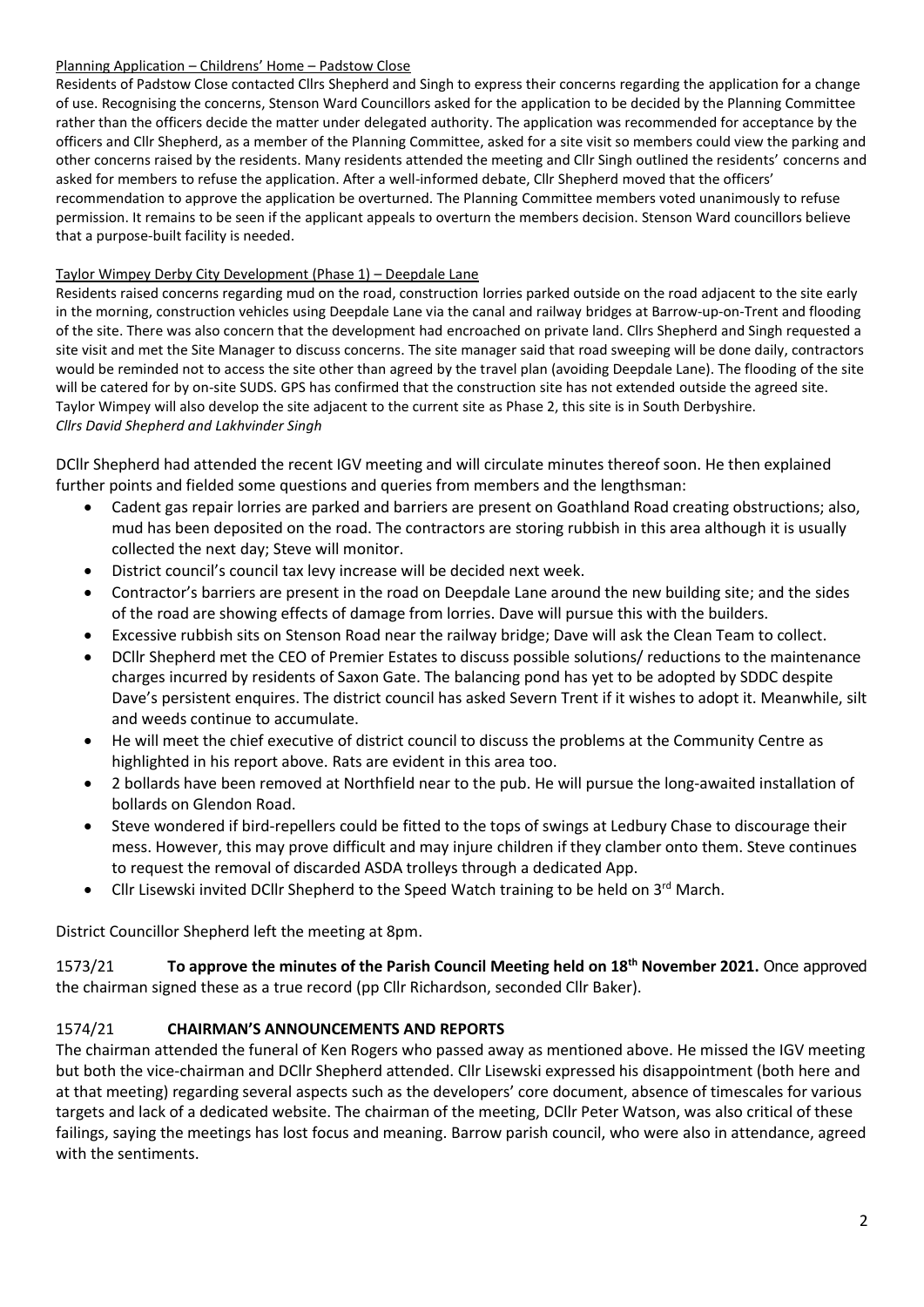Planning Application – Childrens' Home – Padstow Close

Residents of Padstow Close contacted Cllrs Shepherd and Singh to express their concerns regarding the application for a change of use. Recognising the concerns, Stenson Ward Councillors asked for the application to be decided by the Planning Committee rather than the officers decide the matter under delegated authority. The application was recommended for acceptance by the officers and Cllr Shepherd, as a member of the Planning Committee, asked for a site visit so members could view the parking and other concerns raised by the residents. Many residents attended the meeting and Cllr Singh outlined the residents' concerns and asked for members to refuse the application. After a well-informed debate, Cllr Shepherd moved that the officers' recommendation to approve the application be overturned. The Planning Committee members voted unanimously to refuse permission. It remains to be seen if the applicant appeals to overturn the members decision. Stenson Ward councillors believe that a purpose-built facility is needed.

Taylor Wimpey Derby City Development (Phase 1) – Deepdale Lane

Residents raised concerns regarding mud on the road, construction lorries parked outside on the road adjacent to the site early in the morning, construction vehicles using Deepdale Lane via the canal and railway bridges at Barrow-up-on-Trent and flooding of the site. There was also concern that the development had encroached on private land. Cllrs Shepherd and Singh requested a site visit and met the Site Manager to discuss concerns. The site manager said that road sweeping will be done daily, contractors would be reminded not to access the site other than agreed by the travel plan (avoiding Deepdale Lane). The flooding of the site will be catered for by on-site SUDS. GPS has confirmed that the construction site has not extended outside the agreed site. Taylor Wimpey will also develop the site adjacent to the current site as Phase 2, this site is in South Derbyshire.
*Cllrs David Shepherd and Lakhvinder Singh*

DCllr Shepherd had attended the recent IGV meeting and will circulate minutes thereof soon. He then explained further points and fielded some questions and queries from members and the lengthsman:

- Cadent gas repair lorries are parked and barriers are present on Goathland Road creating obstructions; also, mud has been deposited on the road. The contractors are storing rubbish in this area although it is usually collected the next day; Steve will monitor.
- District council's council tax levy increase will be decided next week.
- Contractor's barriers are present in the road on Deepdale Lane around the new building site; and the sides of the road are showing effects of damage from lorries. Dave will pursue this with the builders.
- Excessive rubbish sits on Stenson Road near the railway bridge; Dave will ask the Clean Team to collect.
- DCllr Shepherd met the CEO of Premier Estates to discuss possible solutions/ reductions to the maintenance charges incurred by residents of Saxon Gate. The balancing pond has yet to be adopted by SDDC despite Dave's persistent enquires. The district council has asked Severn Trent if it wishes to adopt it. Meanwhile, silt and weeds continue to accumulate.
- He will meet the chief executive of district council to discuss the problems at the Community Centre as highlighted in his report above. Rats are evident in this area too.
- 2 bollards have been removed at Northfield near to the pub. He will pursue the long-awaited installation of bollards on Glendon Road.
- Steve wondered if bird-repellers could be fitted to the tops of swings at Ledbury Chase to discourage their mess. However, this may prove difficult and may injure children if they clamber onto them. Steve continues to request the removal of discarded ASDA trolleys through a dedicated App.
- Cllr Lisewski invited DCllr Shepherd to the Speed Watch training to be held on 3rd March.

District Councillor Shepherd left the meeting at 8pm.

1573/21 **To approve the minutes of the Parish Council Meeting held on 18th November 2021.** Once approved the chairman signed these as a true record (pp Cllr Richardson, seconded Cllr Baker).

## 1574/21 CHAIRMAN'S ANNOUNCEMENTS AND REPORTS

The chairman attended the funeral of Ken Rogers who passed away as mentioned above. He missed the IGV meeting but both the vice-chairman and DCllr Shepherd attended. Cllr Lisewski expressed his disappointment (both here and at that meeting) regarding several aspects such as the developers' core document, absence of timescales for various targets and lack of a dedicated website. The chairman of the meeting, DCllr Peter Watson, was also critical of these failings, saying the meetings has lost focus and meaning. Barrow parish council, who were also in attendance, agreed with the sentiments.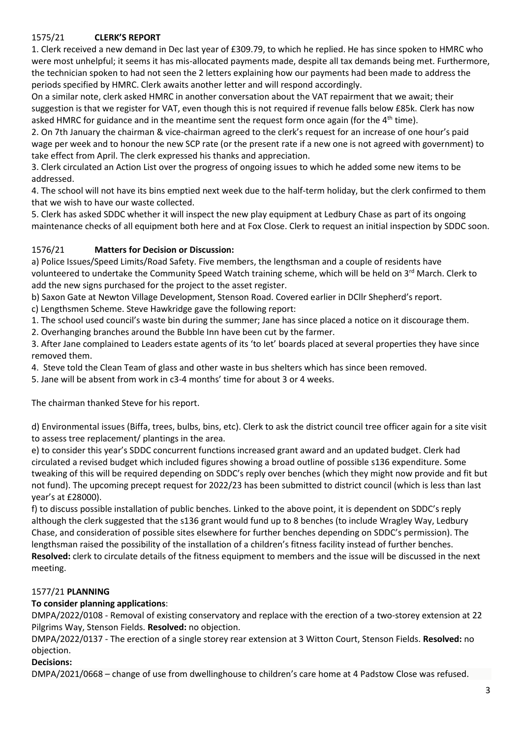## 1575/21 **CLERK'S REPORT**

1. Clerk received a new demand in Dec last year of £309.79, to which he replied. He has since spoken to HMRC who were most unhelpful; it seems it has mis-allocated payments made, despite all tax demands being met. Furthermore, the technician spoken to had not seen the 2 letters explaining how our payments had been made to address the periods specified by HMRC. Clerk awaits another letter and will respond accordingly.

On a similar note, clerk asked HMRC in another conversation about the VAT repairment that we await; their suggestion is that we register for VAT, even though this is not required if revenue falls below £85k. Clerk has now asked HMRC for guidance and in the meantime sent the request form once again (for the 4th time).

2. On 7th January the chairman & vice-chairman agreed to the clerk's request for an increase of one hour's paid wage per week and to honour the new SCP rate (or the present rate if a new one is not agreed with government) to take effect from April. The clerk expressed his thanks and appreciation.

3. Clerk circulated an Action List over the progress of ongoing issues to which he added some new items to be addressed.

4. The school will not have its bins emptied next week due to the half-term holiday, but the clerk confirmed to them that we wish to have our waste collected.

5. Clerk has asked SDDC whether it will inspect the new play equipment at Ledbury Chase as part of its ongoing maintenance checks of all equipment both here and at Fox Close. Clerk to request an initial inspection by SDDC soon.

## 1576/21 **Matters for Decision or Discussion:**

a) Police Issues/Speed Limits/Road Safety. Five members, the lengthsman and a couple of residents have volunteered to undertake the Community Speed Watch training scheme, which will be held on 3rd March. Clerk to add the new signs purchased for the project to the asset register.

b) Saxon Gate at Newton Village Development, Stenson Road. Covered earlier in DCllr Shepherd's report.

c) Lengthsmen Scheme. Steve Hawkridge gave the following report:

1. The school used council's waste bin during the summer; Jane has since placed a notice on it discourage them.
2. Overhanging branches around the Bubble Inn have been cut by the farmer.
3. After Jane complained to Leaders estate agents of its 'to let' boards placed at several properties they have since removed them.
4. Steve told the Clean Team of glass and other waste in bus shelters which has since been removed.
5. Jane will be absent from work in c3-4 months' time for about 3 or 4 weeks.

The chairman thanked Steve for his report.

d) Environmental issues (Biffa, trees, bulbs, bins, etc). Clerk to ask the district council tree officer again for a site visit to assess tree replacement/ plantings in the area.

e) to consider this year's SDDC concurrent functions increased grant award and an updated budget. Clerk had circulated a revised budget which included figures showing a broad outline of possible s136 expenditure. Some tweaking of this will be required depending on SDDC's reply over benches (which they might now provide and fit but not fund). The upcoming precept request for 2022/23 has been submitted to district council (which is less than last year's at £28000).

f) to discuss possible installation of public benches. Linked to the above point, it is dependent on SDDC's reply although the clerk suggested that the s136 grant would fund up to 8 benches (to include Wragley Way, Ledbury Chase, and consideration of possible sites elsewhere for further benches depending on SDDC's permission). The lengthsman raised the possibility of the installation of a children's fitness facility instead of further benches. **Resolved:** clerk to circulate details of the fitness equipment to members and the issue will be discussed in the next meeting.

## 1577/21 **PLANNING**

**To consider planning applications**:

DMPA/2022/0108 - Removal of existing conservatory and replace with the erection of a two-storey extension at 22 Pilgrims Way, Stenson Fields. **Resolved:** no objection.

DMPA/2022/0137 - The erection of a single storey rear extension at 3 Witton Court, Stenson Fields. **Resolved:** no objection.

**Decisions:**

DMPA/2021/0668 – change of use from dwellinghouse to children's care home at 4 Padstow Close was refused.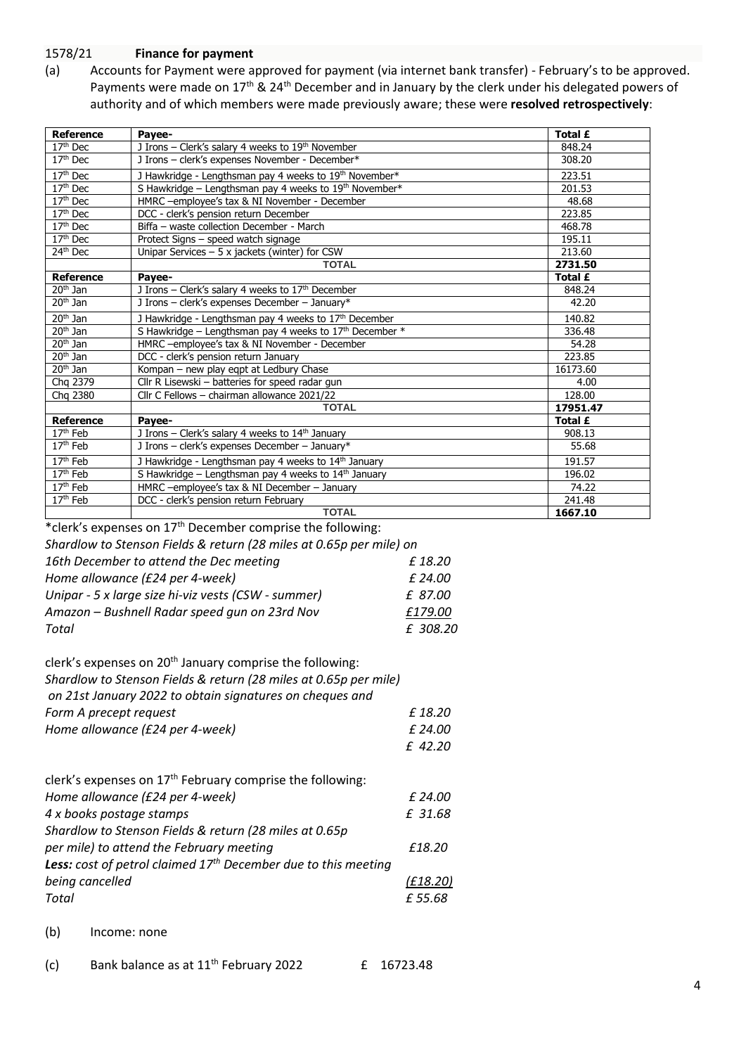1578/21 **Finance for payment**

(a) Accounts for Payment were approved for payment (via internet bank transfer) - February's to be approved. Payments were made on 17th & 24th December and in January by the clerk under his delegated powers of authority and of which members were made previously aware; these were **resolved retrospectively**:

| Reference | Payee- | Total £ |
|---|---|---|
| 17th Dec | J Irons – Clerk's salary 4 weeks to 19th November | 848.24 |
| 17th Dec | J Irons – clerk's expenses November - December* | 308.20 |
| 17th Dec | J Hawkridge - Lengthsman pay 4 weeks to 19th November* | 223.51 |
| 17th Dec | S Hawkridge – Lengthsman pay 4 weeks to 19th November* | 201.53 |
| 17th Dec | HMRC –employee's tax & NI November - December | 48.68 |
| 17th Dec | DCC - clerk's pension return December | 223.85 |
| 17th Dec | Biffa – waste collection December - March | 468.78 |
| 17th Dec | Protect Signs – speed watch signage | 195.11 |
| 24th Dec | Unipar Services – 5 x jackets (winter) for CSW | 213.60 |
| | **TOTAL** | **2731.50** |
| **Reference** | **Payee-** | **Total £** |
| 20th Jan | J Irons – Clerk's salary 4 weeks to 17th December | 848.24 |
| 20th Jan | J Irons – clerk's expenses December – January* | 42.20 |
| 20th Jan | J Hawkridge - Lengthsman pay 4 weeks to 17th December | 140.82 |
| 20th Jan | S Hawkridge – Lengthsman pay 4 weeks to 17th December * | 336.48 |
| 20th Jan | HMRC –employee's tax & NI November - December | 54.28 |
| 20th Jan | DCC - clerk's pension return January | 223.85 |
| 20th Jan | Kompan – new play eqpt at Ledbury Chase | 16173.60 |
| Chq 2379 | Cllr R Lisewski – batteries for speed radar gun | 4.00 |
| Chq 2380 | Cllr C Fellows – chairman allowance 2021/22 | 128.00 |
| | **TOTAL** | **17951.47** |
| **Reference** | **Payee-** | **Total £** |
| 17th Feb | J Irons – Clerk's salary 4 weeks to 14th January | 908.13 |
| 17th Feb | J Irons – clerk's expenses December – January* | 55.68 |
| 17th Feb | J Hawkridge - Lengthsman pay 4 weeks to 14th January | 191.57 |
| 17th Feb | S Hawkridge – Lengthsman pay 4 weeks to 14th January | 196.02 |
| 17th Feb | HMRC –employee's tax & NI December – January | 74.22 |
| 17th Feb | DCC - clerk's pension return February | 241.48 |
| | **TOTAL** | **1667.10** |

*clerk's expenses on 17th December comprise the following:

| | |
|---|---|
| *Shardlow to Stenson Fields & return (28 miles at 0.65p per mile) on 16th December to attend the Dec meeting* | *£ 18.20* |
| *Home allowance (£24 per 4-week)* | *£ 24.00* |
| *Unipar - 5 x large size hi-viz vests (CSW - summer)* | *£ 87.00* |
| *Amazon – Bushnell Radar speed gun on 23rd Nov* | *£179.00* |
| *Total* | *£ 308.20* |

clerk's expenses on 20th January comprise the following:

| | |
|---|---|
| *Shardlow to Stenson Fields & return (28 miles at 0.65p per mile) on 21st January 2022 to obtain signatures on cheques and Form A precept request* | *£ 18.20* |
| *Home allowance (£24 per 4-week)* | *£ 24.00* |
| | *£ 42.20* |

clerk's expenses on 17th February comprise the following:

| | |
|---|---|
| *Home allowance (£24 per 4-week)* | *£ 24.00* |
| *4 x books postage stamps* | *£ 31.68* |
| *Shardlow to Stenson Fields & return (28 miles at 0.65p per mile) to attend the February meeting* | *£18.20* |
| ***Less:** cost of petrol claimed 17th December due to this meeting being cancelled* | *(£18.20)* |
| *Total* | *£ 55.68* |

(b) Income: none

(c) Bank balance as at 11th February 2022 £ 16723.48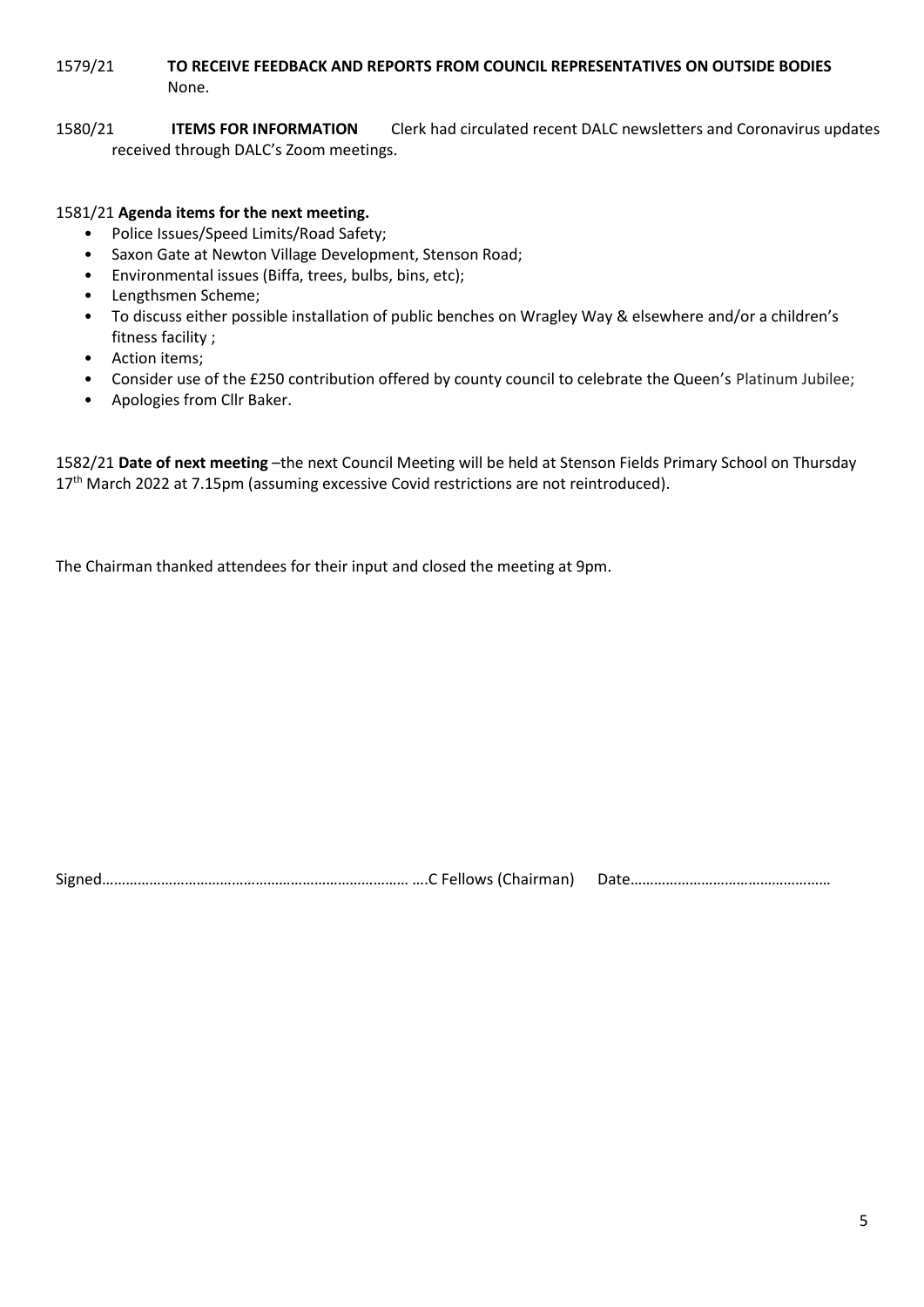1579/21 **TO RECEIVE FEEDBACK AND REPORTS FROM COUNCIL REPRESENTATIVES ON OUTSIDE BODIES**
None.

1580/21 **ITEMS FOR INFORMATION** Clerk had circulated recent DALC newsletters and Coronavirus updates received through DALC's Zoom meetings.

1581/21 **Agenda items for the next meeting.**

- Police Issues/Speed Limits/Road Safety;
- Saxon Gate at Newton Village Development, Stenson Road;
- Environmental issues (Biffa, trees, bulbs, bins, etc);
- Lengthsmen Scheme;
- To discuss either possible installation of public benches on Wragley Way & elsewhere and/or a children's fitness facility ;
- Action items;
- Consider use of the £250 contribution offered by county council to celebrate the Queen's Platinum Jubilee;
- Apologies from Cllr Baker.

1582/21 **Date of next meeting** –the next Council Meeting will be held at Stenson Fields Primary School on Thursday 17th March 2022 at 7.15pm (assuming excessive Covid restrictions are not reintroduced).

The Chairman thanked attendees for their input and closed the meeting at 9pm.

Signed………………………………………………………………… ….C Fellows (Chairman) Date……………………………………………